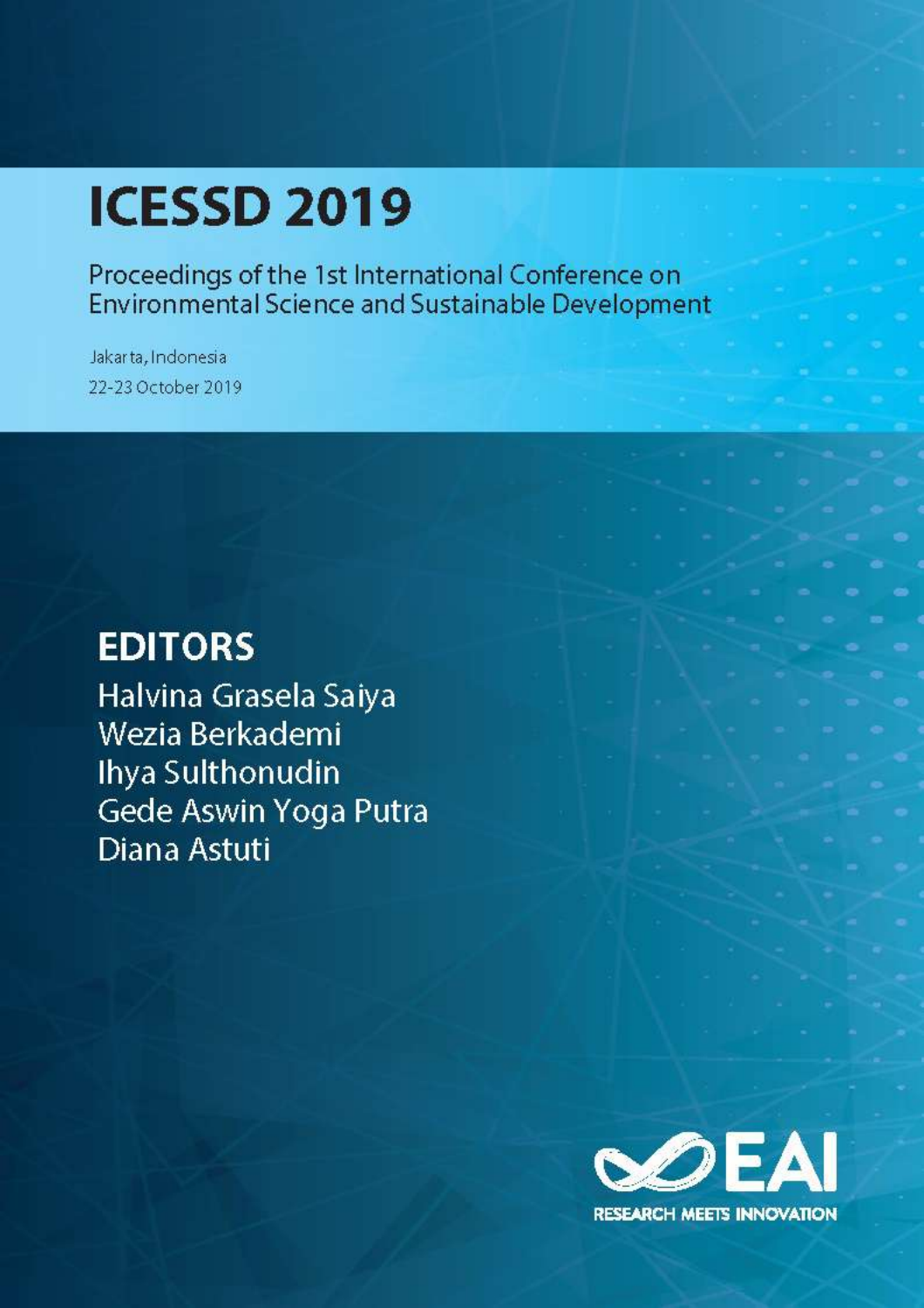# ICESSD 2019

Proceedings of the 1st International Conference on Environmental Science and Sustainable Development

Jakarta, Indonesia

22-23 October 2019

## EDITORS

Halvina Grasela Saiya
Wezia Berkademi
Ihya Sulthonudin
Gede Aswin Yoga Putra
Diana Astuti

EAI

RESEARCH MEETS INNOVATION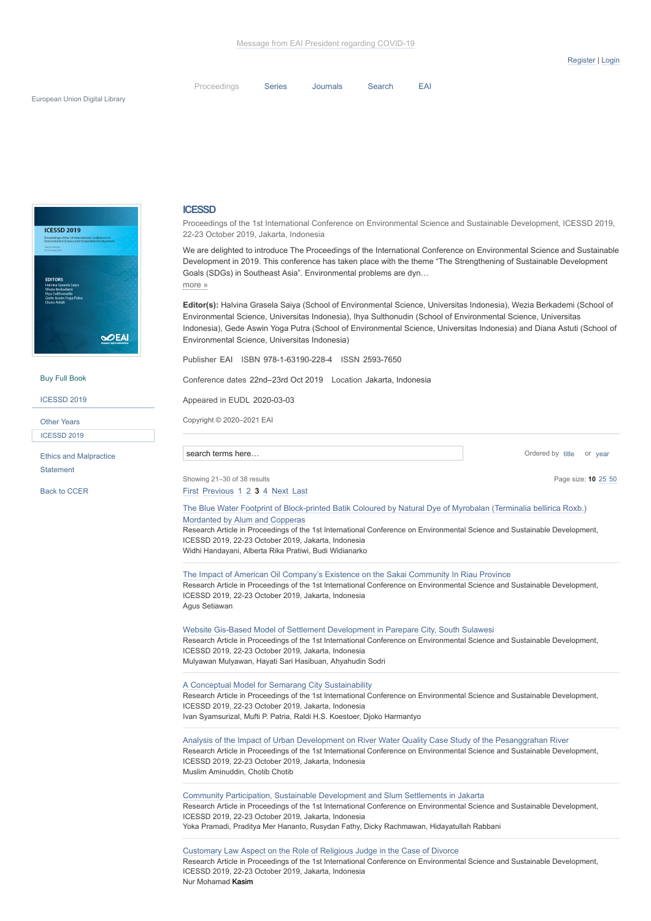Message from EAI President regarding COVID-19

Register | Login

Proceedings Series Journals Search EAI

European Union Digital Library

Buy Full Book

ICESSD 2019

Other Years

ICESSD 2019

Ethics and Malpractice Statement

Back to CCER

# ICESSD

Proceedings of the 1st International Conference on Environmental Science and Sustainable Development, ICESSD 2019, 22-23 October 2019, Jakarta, Indonesia

We are delighted to introduce The Proceedings of the International Conference on Environmental Science and Sustainable Development in 2019. This conference has taken place with the theme "The Strengthening of Sustainable Development Goals (SDGs) in Southeast Asia". Environmental problems are dyn…
more »

**Editor(s):** Halvina Grasela Saiya (School of Environmental Science, Universitas Indonesia), Wezia Berkademi (School of Environmental Science, Universitas Indonesia), Ihya Sulthonudin (School of Environmental Science, Universitas Indonesia), Gede Aswin Yoga Putra (School of Environmental Science, Universitas Indonesia) and Diana Astuti (School of Environmental Science, Universitas Indonesia)

Publisher EAI ISBN 978-1-63190-228-4 ISSN 2593-7650

Conference dates 22nd–23rd Oct 2019 Location Jakarta, Indonesia

Appeared in EUDL 2020-03-03

Copyright © 2020–2021 EAI

search terms here…

Ordered by title or year

Showing 21–30 of 38 results

Page size: **10** 25 50

First Previous 1 2 **3** 4 Next Last

The Blue Water Footprint of Block-printed Batik Coloured by Natural Dye of Myrobalan (Terminalia bellirica Roxb.) Mordanted by Alum and Copperas
Research Article in Proceedings of the 1st International Conference on Environmental Science and Sustainable Development, ICESSD 2019, 22-23 October 2019, Jakarta, Indonesia
Widhi Handayani, Alberta Rika Pratiwi, Budi Widianarko

The Impact of American Oil Company's Existence on the Sakai Community In Riau Province
Research Article in Proceedings of the 1st International Conference on Environmental Science and Sustainable Development, ICESSD 2019, 22-23 October 2019, Jakarta, Indonesia
Agus Setiawan

Website Gis-Based Model of Settlement Development in Parepare City, South Sulawesi
Research Article in Proceedings of the 1st International Conference on Environmental Science and Sustainable Development, ICESSD 2019, 22-23 October 2019, Jakarta, Indonesia
Mulyawan Mulyawan, Hayati Sari Hasibuan, Ahyahudin Sodri

A Conceptual Model for Semarang City Sustainability
Research Article in Proceedings of the 1st International Conference on Environmental Science and Sustainable Development, ICESSD 2019, 22-23 October 2019, Jakarta, Indonesia
Ivan Syamsurizal, Mufti P. Patria, Raldi H.S. Koestoer, Djoko Harmantyo

Analysis of the Impact of Urban Development on River Water Quality Case Study of the Pesanggrahan River
Research Article in Proceedings of the 1st International Conference on Environmental Science and Sustainable Development, ICESSD 2019, 22-23 October 2019, Jakarta, Indonesia
Muslim Aminuddin, Chotib Chotib

Community Participation, Sustainable Development and Slum Settlements in Jakarta
Research Article in Proceedings of the 1st International Conference on Environmental Science and Sustainable Development, ICESSD 2019, 22-23 October 2019, Jakarta, Indonesia
Yoka Pramadi, Praditya Mer Hananto, Rusydan Fathy, Dicky Rachmawan, Hidayatullah Rabbani

Customary Law Aspect on the Role of Religious Judge in the Case of Divorce
Research Article in Proceedings of the 1st International Conference on Environmental Science and Sustainable Development, ICESSD 2019, 22-23 October 2019, Jakarta, Indonesia
Nur Mohamad **Kasim**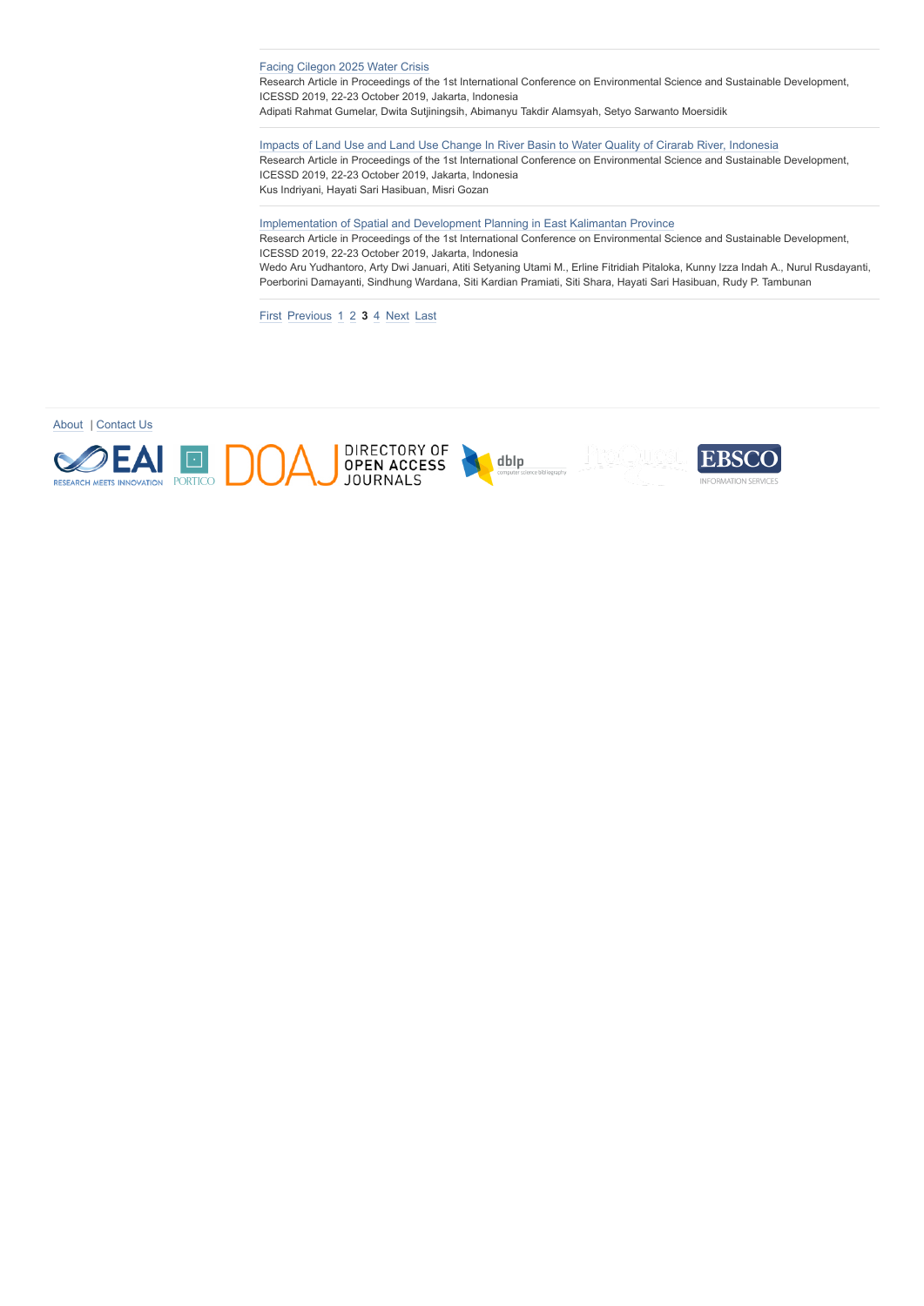[Facing Cilegon 2025 Water Crisis]
Research Article in Proceedings of the 1st International Conference on Environmental Science and Sustainable Development, ICESSD 2019, 22-23 October 2019, Jakarta, Indonesia
Adipati Rahmat Gumelar, Dwita Sutjiningsih, Abimanyu Takdir Alamsyah, Setyo Sarwanto Moersidik

[Impacts of Land Use and Land Use Change In River Basin to Water Quality of Cirarab River, Indonesia]
Research Article in Proceedings of the 1st International Conference on Environmental Science and Sustainable Development, ICESSD 2019, 22-23 October 2019, Jakarta, Indonesia
Kus Indriyani, Hayati Sari Hasibuan, Misri Gozan

[Implementation of Spatial and Development Planning in East Kalimantan Province]
Research Article in Proceedings of the 1st International Conference on Environmental Science and Sustainable Development, ICESSD 2019, 22-23 October 2019, Jakarta, Indonesia
Wedo Aru Yudhantoro, Arty Dwi Januari, Atiti Setyaning Utami M., Erline Fitridiah Pitaloka, Kunny Izza Indah A., Nurul Rusdayanti, Poerborini Damayanti, Sindhung Wardana, Siti Kardian Pramiati, Siti Shara, Hayati Sari Hasibuan, Rudy P. Tambunan

First Previous 1 2 **3** 4 Next Last

About | Contact Us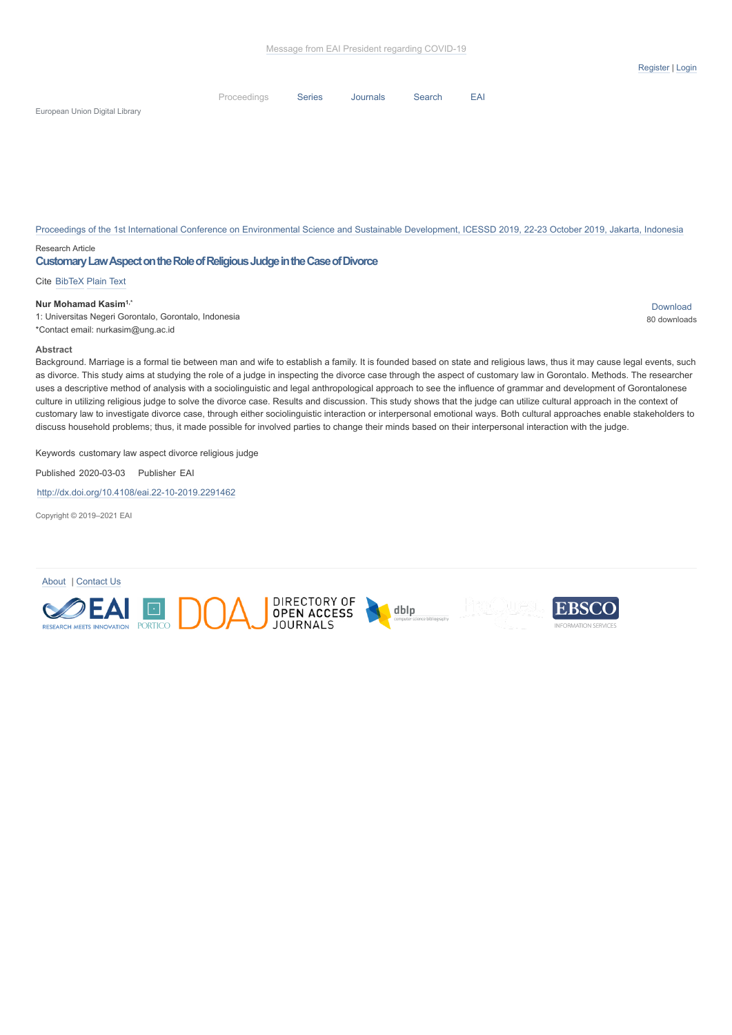Message from EAI President regarding COVID-19

Register | Login

Proceedings Series Journals Search EAI

European Union Digital Library

Proceedings of the 1st International Conference on Environmental Science and Sustainable Development, ICESSD 2019, 22-23 October 2019, Jakarta, Indonesia

Research Article

## Customary Law Aspect on the Role of Religious Judge in the Case of Divorce

Cite BibTeX Plain Text

**Nur Mohamad Kasim**[1,*]

1: Universitas Negeri Gorontalo, Gorontalo, Indonesia

*Contact email: nurkasim@ung.ac.id

Download

80 downloads

**Abstract**

Background. Marriage is a formal tie between man and wife to establish a family. It is founded based on state and religious laws, thus it may cause legal events, such as divorce. This study aims at studying the role of a judge in inspecting the divorce case through the aspect of customary law in Gorontalo. Methods. The researcher uses a descriptive method of analysis with a sociolinguistic and legal anthropological approach to see the influence of grammar and development of Gorontalonese culture in utilizing religious judge to solve the divorce case. Results and discussion. This study shows that the judge can utilize cultural approach in the context of customary law to investigate divorce case, through either sociolinguistic interaction or interpersonal emotional ways. Both cultural approaches enable stakeholders to discuss household problems; thus, it made possible for involved parties to change their minds based on their interpersonal interaction with the judge.

Keywords customary law aspect divorce religious judge

Published 2020-03-03 Publisher EAI

http://dx.doi.org/10.4108/eai.22-10-2019.2291462

Copyright © 2019–2021 EAI

About | Contact Us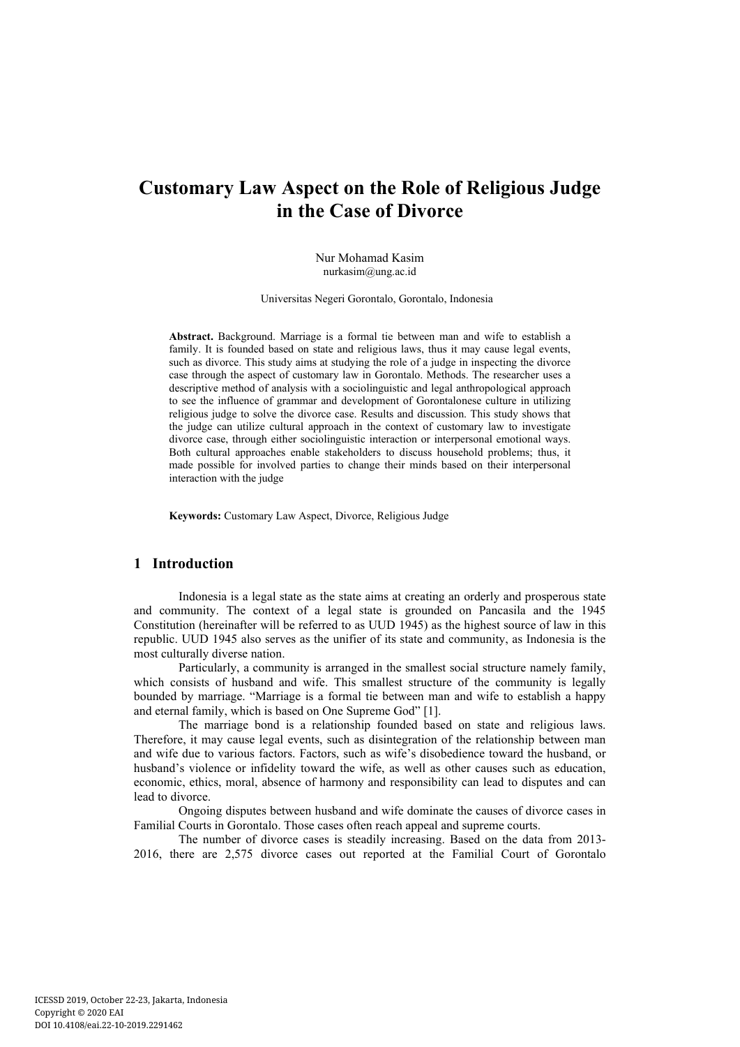# Customary Law Aspect on the Role of Religious Judge in the Case of Divorce

Nur Mohamad Kasim
nurkasim@ung.ac.id

Universitas Negeri Gorontalo, Gorontalo, Indonesia

**Abstract.** Background. Marriage is a formal tie between man and wife to establish a family. It is founded based on state and religious laws, thus it may cause legal events, such as divorce. This study aims at studying the role of a judge in inspecting the divorce case through the aspect of customary law in Gorontalo. Methods. The researcher uses a descriptive method of analysis with a sociolinguistic and legal anthropological approach to see the influence of grammar and development of Gorontalonese culture in utilizing religious judge to solve the divorce case. Results and discussion. This study shows that the judge can utilize cultural approach in the context of customary law to investigate divorce case, through either sociolinguistic interaction or interpersonal emotional ways. Both cultural approaches enable stakeholders to discuss household problems; thus, it made possible for involved parties to change their minds based on their interpersonal interaction with the judge

**Keywords:** Customary Law Aspect, Divorce, Religious Judge

## 1 Introduction

Indonesia is a legal state as the state aims at creating an orderly and prosperous state and community. The context of a legal state is grounded on Pancasila and the 1945 Constitution (hereinafter will be referred to as UUD 1945) as the highest source of law in this republic. UUD 1945 also serves as the unifier of its state and community, as Indonesia is the most culturally diverse nation.

Particularly, a community is arranged in the smallest social structure namely family, which consists of husband and wife. This smallest structure of the community is legally bounded by marriage. "Marriage is a formal tie between man and wife to establish a happy and eternal family, which is based on One Supreme God" [1].

The marriage bond is a relationship founded based on state and religious laws. Therefore, it may cause legal events, such as disintegration of the relationship between man and wife due to various factors. Factors, such as wife's disobedience toward the husband, or husband's violence or infidelity toward the wife, as well as other causes such as education, economic, ethics, moral, absence of harmony and responsibility can lead to disputes and can lead to divorce.

Ongoing disputes between husband and wife dominate the causes of divorce cases in Familial Courts in Gorontalo. Those cases often reach appeal and supreme courts.

The number of divorce cases is steadily increasing. Based on the data from 2013-2016, there are 2,575 divorce cases out reported at the Familial Court of Gorontalo

ICESSD 2019, October 22-23, Jakarta, Indonesia
Copyright © 2020 EAI
DOI 10.4108/eai.22-10-2019.2291462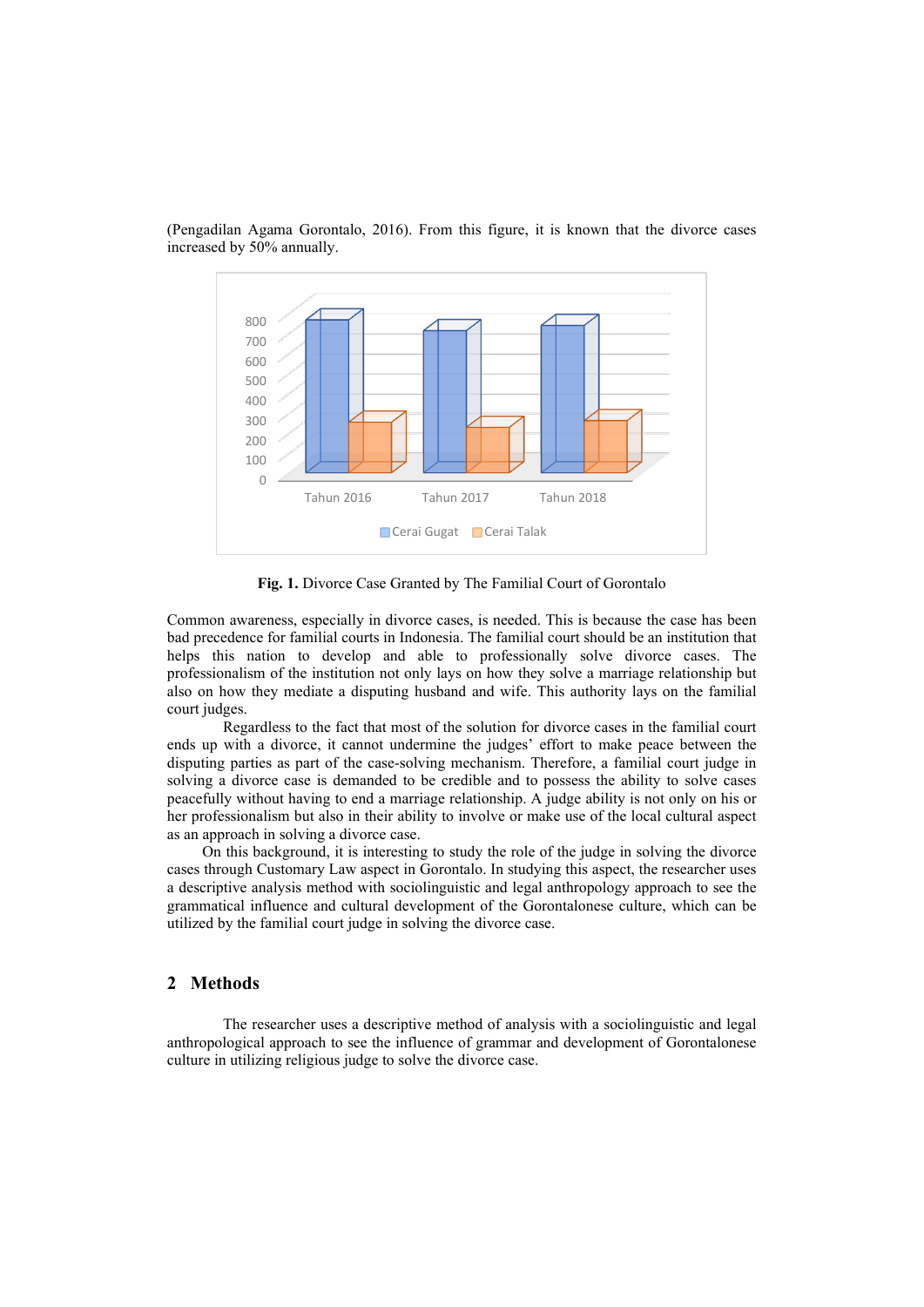(Pengadilan Agama Gorontalo, 2016). From this figure, it is known that the divorce cases increased by 50% annually.

**Fig. 1.** Divorce Case Granted by The Familial Court of Gorontalo

Common awareness, especially in divorce cases, is needed. This is because the case has been bad precedence for familial courts in Indonesia. The familial court should be an institution that helps this nation to develop and able to professionally solve divorce cases. The professionalism of the institution not only lays on how they solve a marriage relationship but also on how they mediate a disputing husband and wife. This authority lays on the familial court judges.

Regardless to the fact that most of the solution for divorce cases in the familial court ends up with a divorce, it cannot undermine the judges' effort to make peace between the disputing parties as part of the case-solving mechanism. Therefore, a familial court judge in solving a divorce case is demanded to be credible and to possess the ability to solve cases peacefully without having to end a marriage relationship. A judge ability is not only on his or her professionalism but also in their ability to involve or make use of the local cultural aspect as an approach in solving a divorce case.

On this background, it is interesting to study the role of the judge in solving the divorce cases through Customary Law aspect in Gorontalo. In studying this aspect, the researcher uses a descriptive analysis method with sociolinguistic and legal anthropology approach to see the grammatical influence and cultural development of the Gorontalonese culture, which can be utilized by the familial court judge in solving the divorce case.

## 2 Methods

The researcher uses a descriptive method of analysis with a sociolinguistic and legal anthropological approach to see the influence of grammar and development of Gorontalonese culture in utilizing religious judge to solve the divorce case.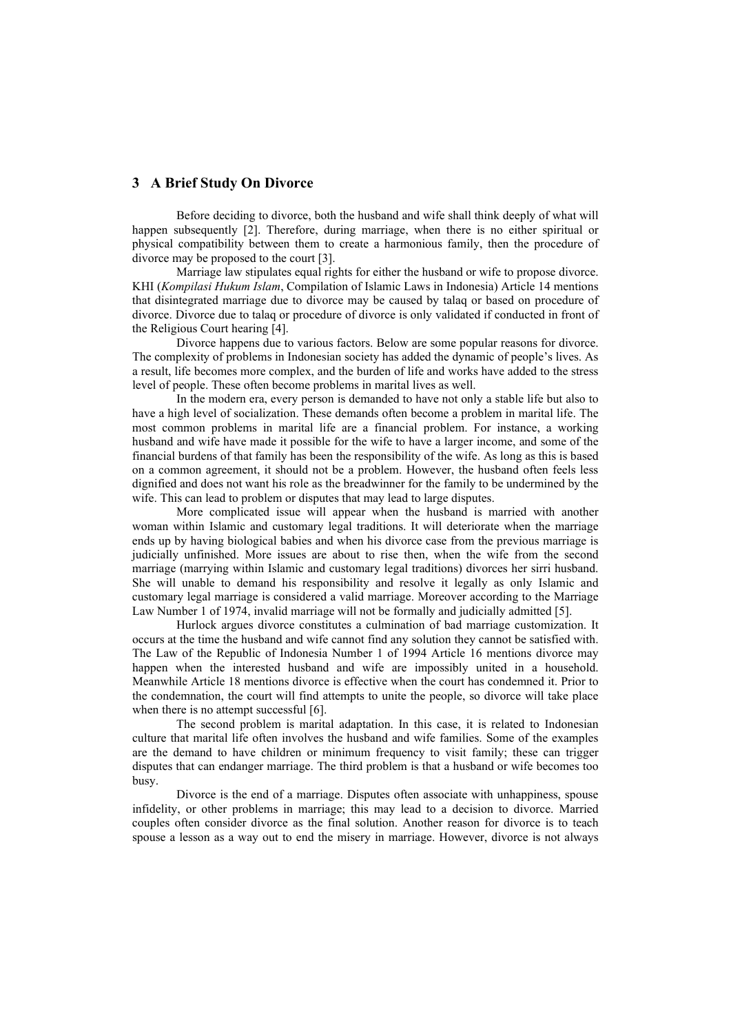## 3 A Brief Study On Divorce

Before deciding to divorce, both the husband and wife shall think deeply of what will happen subsequently [2]. Therefore, during marriage, when there is no either spiritual or physical compatibility between them to create a harmonious family, then the procedure of divorce may be proposed to the court [3].

Marriage law stipulates equal rights for either the husband or wife to propose divorce. KHI (*Kompilasi Hukum Islam*, Compilation of Islamic Laws in Indonesia) Article 14 mentions that disintegrated marriage due to divorce may be caused by talaq or based on procedure of divorce. Divorce due to talaq or procedure of divorce is only validated if conducted in front of the Religious Court hearing [4].

Divorce happens due to various factors. Below are some popular reasons for divorce. The complexity of problems in Indonesian society has added the dynamic of people's lives. As a result, life becomes more complex, and the burden of life and works have added to the stress level of people. These often become problems in marital lives as well.

In the modern era, every person is demanded to have not only a stable life but also to have a high level of socialization. These demands often become a problem in marital life. The most common problems in marital life are a financial problem. For instance, a working husband and wife have made it possible for the wife to have a larger income, and some of the financial burdens of that family has been the responsibility of the wife. As long as this is based on a common agreement, it should not be a problem. However, the husband often feels less dignified and does not want his role as the breadwinner for the family to be undermined by the wife. This can lead to problem or disputes that may lead to large disputes.

More complicated issue will appear when the husband is married with another woman within Islamic and customary legal traditions. It will deteriorate when the marriage ends up by having biological babies and when his divorce case from the previous marriage is judicially unfinished. More issues are about to rise then, when the wife from the second marriage (marrying within Islamic and customary legal traditions) divorces her sirri husband. She will unable to demand his responsibility and resolve it legally as only Islamic and customary legal marriage is considered a valid marriage. Moreover according to the Marriage Law Number 1 of 1974, invalid marriage will not be formally and judicially admitted [5].

Hurlock argues divorce constitutes a culmination of bad marriage customization. It occurs at the time the husband and wife cannot find any solution they cannot be satisfied with. The Law of the Republic of Indonesia Number 1 of 1994 Article 16 mentions divorce may happen when the interested husband and wife are impossibly united in a household. Meanwhile Article 18 mentions divorce is effective when the court has condemned it. Prior to the condemnation, the court will find attempts to unite the people, so divorce will take place when there is no attempt successful [6].

The second problem is marital adaptation. In this case, it is related to Indonesian culture that marital life often involves the husband and wife families. Some of the examples are the demand to have children or minimum frequency to visit family; these can trigger disputes that can endanger marriage. The third problem is that a husband or wife becomes too busy.

Divorce is the end of a marriage. Disputes often associate with unhappiness, spouse infidelity, or other problems in marriage; this may lead to a decision to divorce. Married couples often consider divorce as the final solution. Another reason for divorce is to teach spouse a lesson as a way out to end the misery in marriage. However, divorce is not always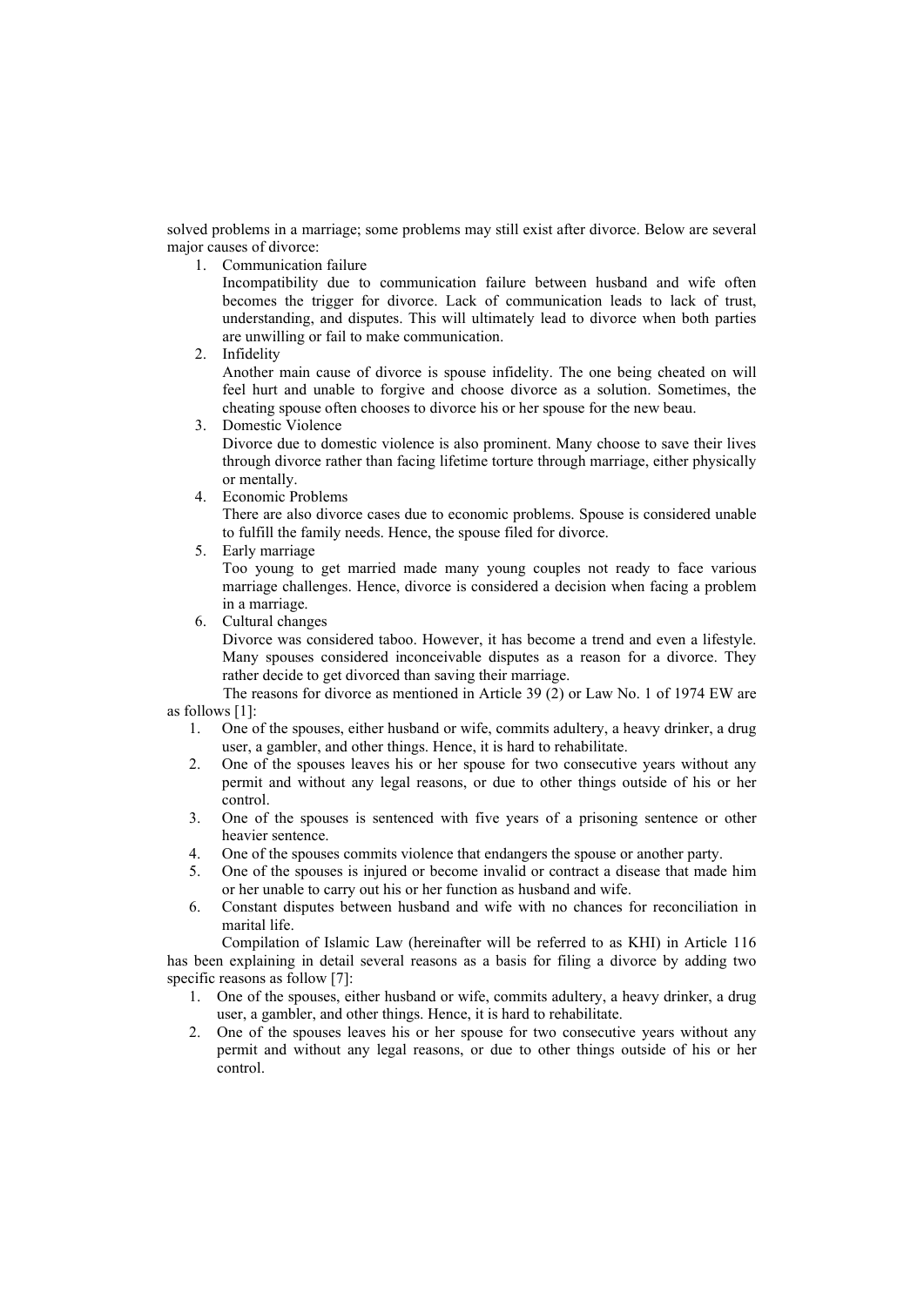solved problems in a marriage; some problems may still exist after divorce. Below are several major causes of divorce:

1. Communication failure
   Incompatibility due to communication failure between husband and wife often becomes the trigger for divorce. Lack of communication leads to lack of trust, understanding, and disputes. This will ultimately lead to divorce when both parties are unwilling or fail to make communication.
2. Infidelity
   Another main cause of divorce is spouse infidelity. The one being cheated on will feel hurt and unable to forgive and choose divorce as a solution. Sometimes, the cheating spouse often chooses to divorce his or her spouse for the new beau.
3. Domestic Violence
   Divorce due to domestic violence is also prominent. Many choose to save their lives through divorce rather than facing lifetime torture through marriage, either physically or mentally.
4. Economic Problems
   There are also divorce cases due to economic problems. Spouse is considered unable to fulfill the family needs. Hence, the spouse filed for divorce.
5. Early marriage
   Too young to get married made many young couples not ready to face various marriage challenges. Hence, divorce is considered a decision when facing a problem in a marriage.
6. Cultural changes
   Divorce was considered taboo. However, it has become a trend and even a lifestyle. Many spouses considered inconceivable disputes as a reason for a divorce. They rather decide to get divorced than saving their marriage.

The reasons for divorce as mentioned in Article 39 (2) or Law No. 1 of 1974 EW are as follows [1]:

1. One of the spouses, either husband or wife, commits adultery, a heavy drinker, a drug user, a gambler, and other things. Hence, it is hard to rehabilitate.
2. One of the spouses leaves his or her spouse for two consecutive years without any permit and without any legal reasons, or due to other things outside of his or her control.
3. One of the spouses is sentenced with five years of a prisoning sentence or other heavier sentence.
4. One of the spouses commits violence that endangers the spouse or another party.
5. One of the spouses is injured or become invalid or contract a disease that made him or her unable to carry out his or her function as husband and wife.
6. Constant disputes between husband and wife with no chances for reconciliation in marital life.

Compilation of Islamic Law (hereinafter will be referred to as KHI) in Article 116 has been explaining in detail several reasons as a basis for filing a divorce by adding two specific reasons as follow [7]:

1. One of the spouses, either husband or wife, commits adultery, a heavy drinker, a drug user, a gambler, and other things. Hence, it is hard to rehabilitate.
2. One of the spouses leaves his or her spouse for two consecutive years without any permit and without any legal reasons, or due to other things outside of his or her control.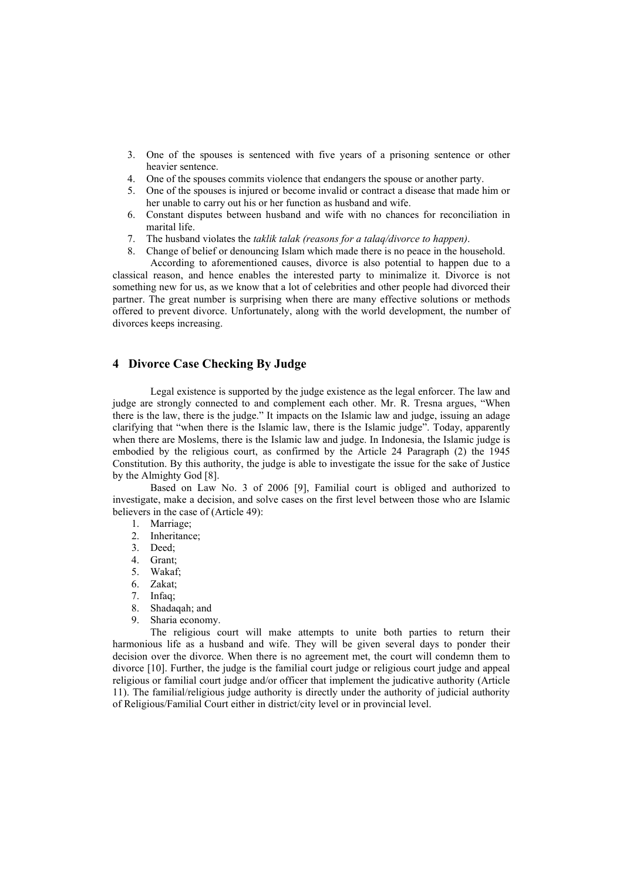3. One of the spouses is sentenced with five years of a prisoning sentence or other heavier sentence.
4. One of the spouses commits violence that endangers the spouse or another party.
5. One of the spouses is injured or become invalid or contract a disease that made him or her unable to carry out his or her function as husband and wife.
6. Constant disputes between husband and wife with no chances for reconciliation in marital life.
7. The husband violates the *taklik talak (reasons for a talaq/divorce to happen)*.
8. Change of belief or denouncing Islam which made there is no peace in the household.

According to aforementioned causes, divorce is also potential to happen due to a classical reason, and hence enables the interested party to minimalize it. Divorce is not something new for us, as we know that a lot of celebrities and other people had divorced their partner. The great number is surprising when there are many effective solutions or methods offered to prevent divorce. Unfortunately, along with the world development, the number of divorces keeps increasing.

## 4 Divorce Case Checking By Judge

Legal existence is supported by the judge existence as the legal enforcer. The law and judge are strongly connected to and complement each other. Mr. R. Tresna argues, "When there is the law, there is the judge." It impacts on the Islamic law and judge, issuing an adage clarifying that "when there is the Islamic law, there is the Islamic judge". Today, apparently when there are Moslems, there is the Islamic law and judge. In Indonesia, the Islamic judge is embodied by the religious court, as confirmed by the Article 24 Paragraph (2) the 1945 Constitution. By this authority, the judge is able to investigate the issue for the sake of Justice by the Almighty God [8].

Based on Law No. 3 of 2006 [9], Familial court is obliged and authorized to investigate, make a decision, and solve cases on the first level between those who are Islamic believers in the case of (Article 49):

1. Marriage;
2. Inheritance;
3. Deed;
4. Grant;
5. Wakaf;
6. Zakat;
7. Infaq;
8. Shadaqah; and
9. Sharia economy.

The religious court will make attempts to unite both parties to return their harmonious life as a husband and wife. They will be given several days to ponder their decision over the divorce. When there is no agreement met, the court will condemn them to divorce [10]. Further, the judge is the familial court judge or religious court judge and appeal religious or familial court judge and/or officer that implement the judicative authority (Article 11). The familial/religious judge authority is directly under the authority of judicial authority of Religious/Familial Court either in district/city level or in provincial level.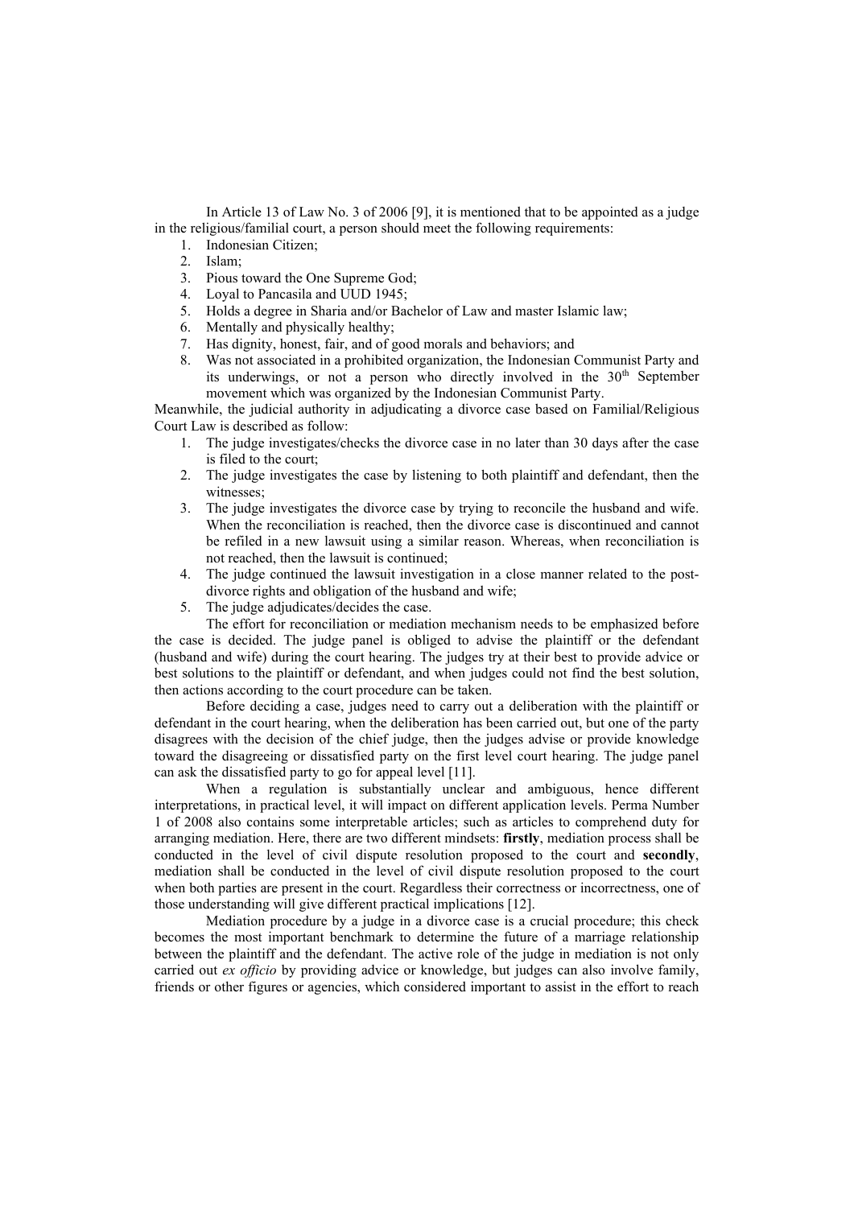In Article 13 of Law No. 3 of 2006 [9], it is mentioned that to be appointed as a judge in the religious/familial court, a person should meet the following requirements:

1. Indonesian Citizen;
2. Islam;
3. Pious toward the One Supreme God;
4. Loyal to Pancasila and UUD 1945;
5. Holds a degree in Sharia and/or Bachelor of Law and master Islamic law;
6. Mentally and physically healthy;
7. Has dignity, honest, fair, and of good morals and behaviors; and
8. Was not associated in a prohibited organization, the Indonesian Communist Party and its underwings, or not a person who directly involved in the 30th September movement which was organized by the Indonesian Communist Party.

Meanwhile, the judicial authority in adjudicating a divorce case based on Familial/Religious Court Law is described as follow:

1. The judge investigates/checks the divorce case in no later than 30 days after the case is filed to the court;
2. The judge investigates the case by listening to both plaintiff and defendant, then the witnesses;
3. The judge investigates the divorce case by trying to reconcile the husband and wife. When the reconciliation is reached, then the divorce case is discontinued and cannot be refiled in a new lawsuit using a similar reason. Whereas, when reconciliation is not reached, then the lawsuit is continued;
4. The judge continued the lawsuit investigation in a close manner related to the post-divorce rights and obligation of the husband and wife;
5. The judge adjudicates/decides the case.

The effort for reconciliation or mediation mechanism needs to be emphasized before the case is decided. The judge panel is obliged to advise the plaintiff or the defendant (husband and wife) during the court hearing. The judges try at their best to provide advice or best solutions to the plaintiff or defendant, and when judges could not find the best solution, then actions according to the court procedure can be taken.

Before deciding a case, judges need to carry out a deliberation with the plaintiff or defendant in the court hearing, when the deliberation has been carried out, but one of the party disagrees with the decision of the chief judge, then the judges advise or provide knowledge toward the disagreeing or dissatisfied party on the first level court hearing. The judge panel can ask the dissatisfied party to go for appeal level [11].

When a regulation is substantially unclear and ambiguous, hence different interpretations, in practical level, it will impact on different application levels. Perma Number 1 of 2008 also contains some interpretable articles; such as articles to comprehend duty for arranging mediation. Here, there are two different mindsets: **firstly**, mediation process shall be conducted in the level of civil dispute resolution proposed to the court and **secondly**, mediation shall be conducted in the level of civil dispute resolution proposed to the court when both parties are present in the court. Regardless their correctness or incorrectness, one of those understanding will give different practical implications [12].

Mediation procedure by a judge in a divorce case is a crucial procedure; this check becomes the most important benchmark to determine the future of a marriage relationship between the plaintiff and the defendant. The active role of the judge in mediation is not only carried out *ex officio* by providing advice or knowledge, but judges can also involve family, friends or other figures or agencies, which considered important to assist in the effort to reach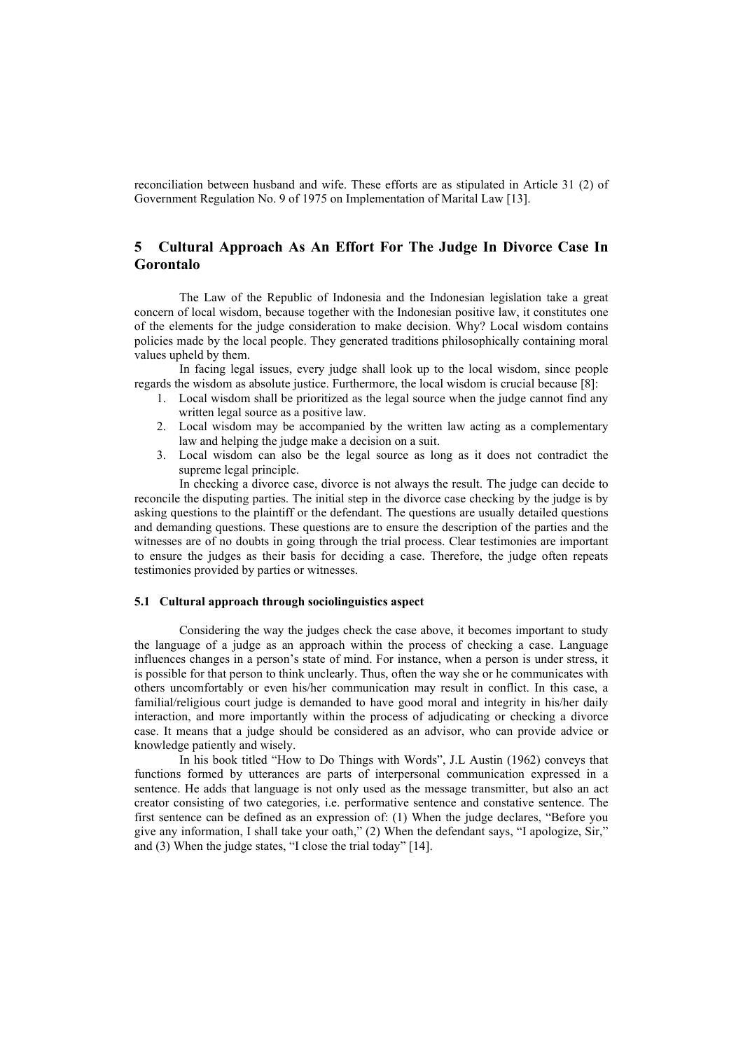reconciliation between husband and wife. These efforts are as stipulated in Article 31 (2) of Government Regulation No. 9 of 1975 on Implementation of Marital Law [13].

## 5 Cultural Approach As An Effort For The Judge In Divorce Case In Gorontalo

The Law of the Republic of Indonesia and the Indonesian legislation take a great concern of local wisdom, because together with the Indonesian positive law, it constitutes one of the elements for the judge consideration to make decision. Why? Local wisdom contains policies made by the local people. They generated traditions philosophically containing moral values upheld by them.

In facing legal issues, every judge shall look up to the local wisdom, since people regards the wisdom as absolute justice. Furthermore, the local wisdom is crucial because [8]:

1. Local wisdom shall be prioritized as the legal source when the judge cannot find any written legal source as a positive law.
2. Local wisdom may be accompanied by the written law acting as a complementary law and helping the judge make a decision on a suit.
3. Local wisdom can also be the legal source as long as it does not contradict the supreme legal principle.

In checking a divorce case, divorce is not always the result. The judge can decide to reconcile the disputing parties. The initial step in the divorce case checking by the judge is by asking questions to the plaintiff or the defendant. The questions are usually detailed questions and demanding questions. These questions are to ensure the description of the parties and the witnesses are of no doubts in going through the trial process. Clear testimonies are important to ensure the judges as their basis for deciding a case. Therefore, the judge often repeats testimonies provided by parties or witnesses.

### 5.1 Cultural approach through sociolinguistics aspect

Considering the way the judges check the case above, it becomes important to study the language of a judge as an approach within the process of checking a case. Language influences changes in a person's state of mind. For instance, when a person is under stress, it is possible for that person to think unclearly. Thus, often the way she or he communicates with others uncomfortably or even his/her communication may result in conflict. In this case, a familial/religious court judge is demanded to have good moral and integrity in his/her daily interaction, and more importantly within the process of adjudicating or checking a divorce case. It means that a judge should be considered as an advisor, who can provide advice or knowledge patiently and wisely.

In his book titled "How to Do Things with Words", J.L Austin (1962) conveys that functions formed by utterances are parts of interpersonal communication expressed in a sentence. He adds that language is not only used as the message transmitter, but also an act creator consisting of two categories, i.e. performative sentence and constative sentence. The first sentence can be defined as an expression of: (1) When the judge declares, "Before you give any information, I shall take your oath," (2) When the defendant says, "I apologize, Sir," and (3) When the judge states, "I close the trial today" [14].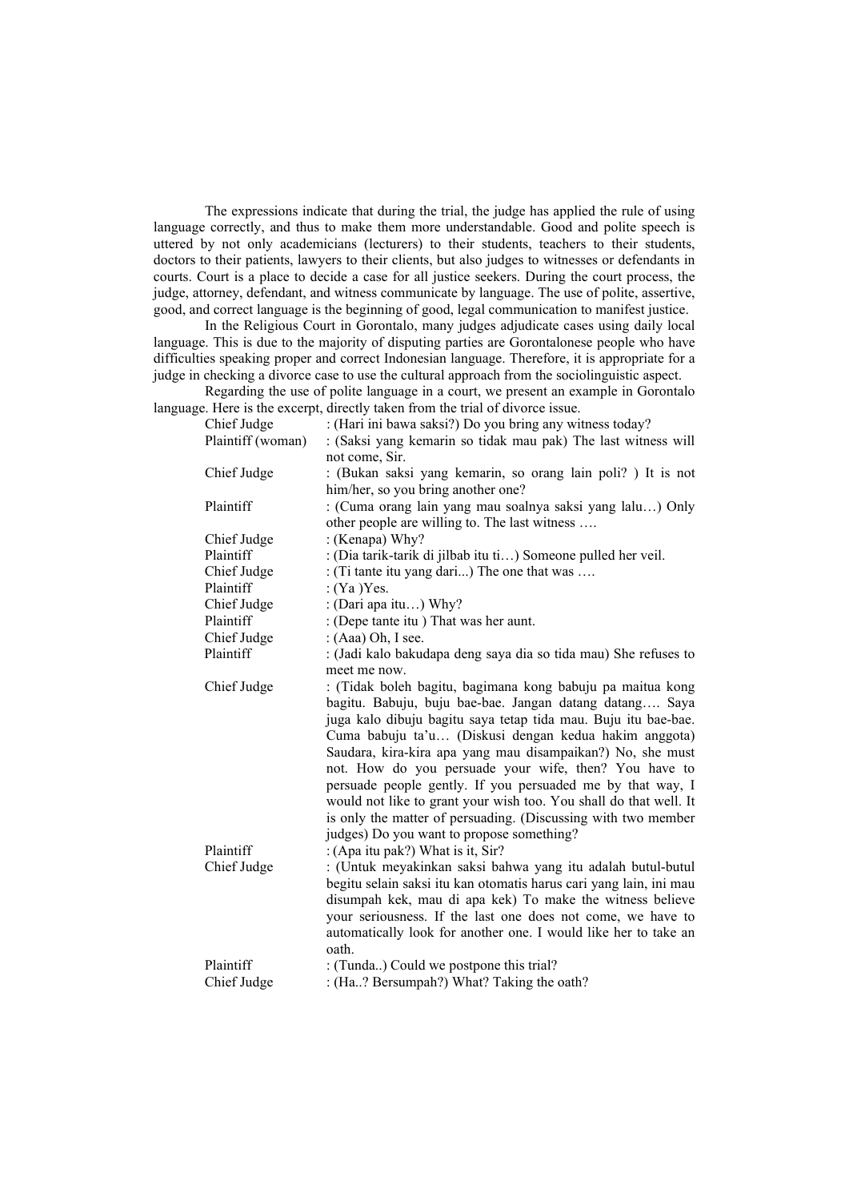The expressions indicate that during the trial, the judge has applied the rule of using language correctly, and thus to make them more understandable. Good and polite speech is uttered by not only academicians (lecturers) to their students, teachers to their students, doctors to their patients, lawyers to their clients, but also judges to witnesses or defendants in courts. Court is a place to decide a case for all justice seekers. During the court process, the judge, attorney, defendant, and witness communicate by language. The use of polite, assertive, good, and correct language is the beginning of good, legal communication to manifest justice.

In the Religious Court in Gorontalo, many judges adjudicate cases using daily local language. This is due to the majority of disputing parties are Gorontalonese people who have difficulties speaking proper and correct Indonesian language. Therefore, it is appropriate for a judge in checking a divorce case to use the cultural approach from the sociolinguistic aspect.

Regarding the use of polite language in a court, we present an example in Gorontalo language. Here is the excerpt, directly taken from the trial of divorce issue.

| | |
|---|---|
| Chief Judge | : (Hari ini bawa saksi?) Do you bring any witness today? |
| Plaintiff (woman) | : (Saksi yang kemarin so tidak mau pak) The last witness will not come, Sir. |
| Chief Judge | : (Bukan saksi yang kemarin, so orang lain poli? ) It is not him/her, so you bring another one? |
| Plaintiff | : (Cuma orang lain yang mau soalnya saksi yang lalu…) Only other people are willing to. The last witness …. |
| Chief Judge | : (Kenapa) Why? |
| Plaintiff | : (Dia tarik-tarik di jilbab itu ti…) Someone pulled her veil. |
| Chief Judge | : (Ti tante itu yang dari...) The one that was …. |
| Plaintiff | : (Ya )Yes. |
| Chief Judge | : (Dari apa itu…) Why? |
| Plaintiff | : (Depe tante itu ) That was her aunt. |
| Chief Judge | : (Aaa) Oh, I see. |
| Plaintiff | : (Jadi kalo bakudapa deng saya dia so tida mau) She refuses to meet me now. |
| Chief Judge | : (Tidak boleh bagitu, bagimana kong babuju pa maitua kong bagitu. Babuju, buju bae-bae. Jangan datang datang…. Saya juga kalo dibuju bagitu saya tetap tida mau. Buju itu bae-bae. Cuma babuju ta'u… (Diskusi dengan kedua hakim anggota) Saudara, kira-kira apa yang mau disampaikan?) No, she must not. How do you persuade your wife, then? You have to persuade people gently. If you persuaded me by that way, I would not like to grant your wish too. You shall do that well. It is only the matter of persuading. (Discussing with two member judges) Do you want to propose something? |
| Plaintiff | : (Apa itu pak?) What is it, Sir? |
| Chief Judge | : (Untuk meyakinkan saksi bahwa yang itu adalah butul-butul begitu selain saksi itu kan otomatis harus cari yang lain, ini mau disumpah kek, mau di apa kek) To make the witness believe your seriousness. If the last one does not come, we have to automatically look for another one. I would like her to take an oath. |
| Plaintiff | : (Tunda..) Could we postpone this trial? |
| Chief Judge | : (Ha..? Bersumpah?) What? Taking the oath? |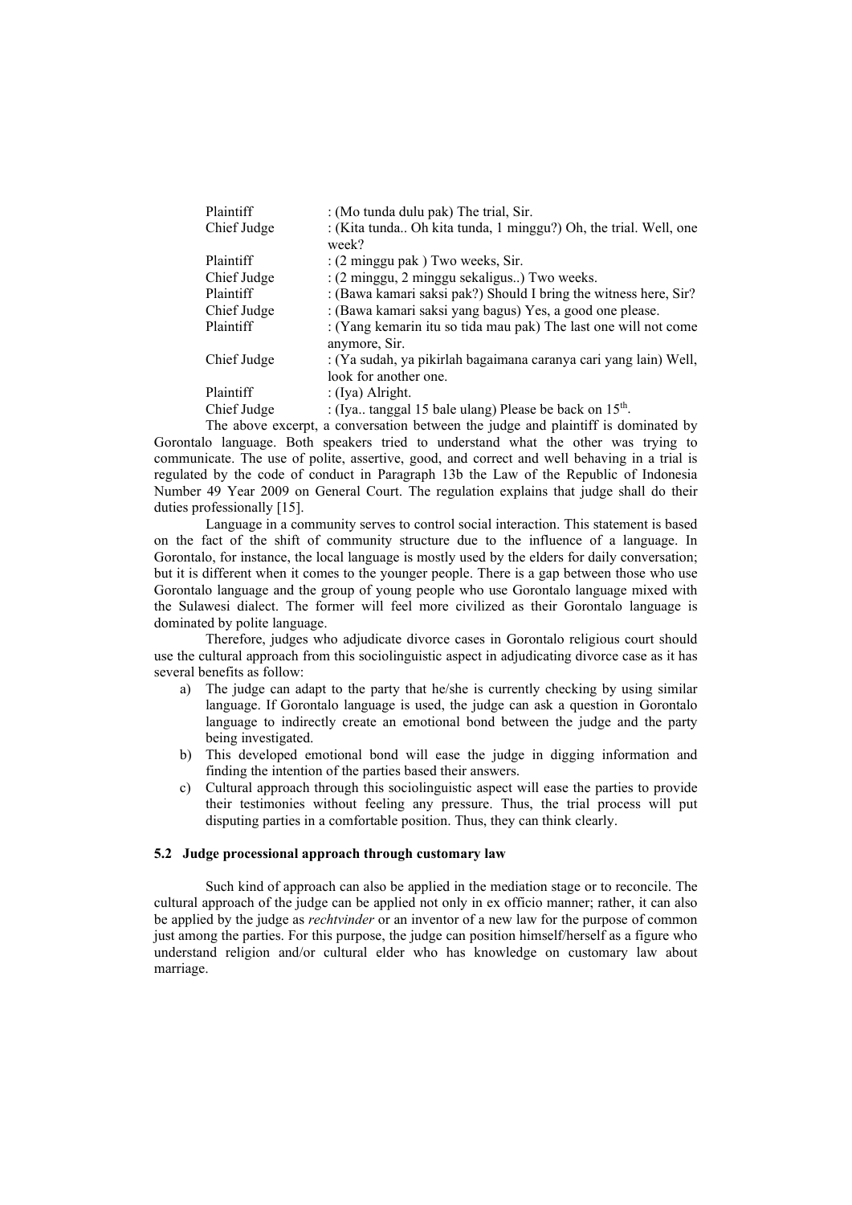| | |
|---|---|
| Plaintiff | : (Mo tunda dulu pak) The trial, Sir. |
| Chief Judge | : (Kita tunda.. Oh kita tunda, 1 minggu?) Oh, the trial. Well, one week? |
| Plaintiff | : (2 minggu pak ) Two weeks, Sir. |
| Chief Judge | : (2 minggu, 2 minggu sekaligus..) Two weeks. |
| Plaintiff | : (Bawa kamari saksi pak?) Should I bring the witness here, Sir? |
| Chief Judge | : (Bawa kamari saksi yang bagus) Yes, a good one please. |
| Plaintiff | : (Yang kemarin itu so tida mau pak) The last one will not come anymore, Sir. |
| Chief Judge | : (Ya sudah, ya pikirlah bagaimana caranya cari yang lain) Well, look for another one. |
| Plaintiff | : (Iya) Alright. |
| Chief Judge | : (Iya.. tanggal 15 bale ulang) Please be back on 15$^{th}$. |

The above excerpt, a conversation between the judge and plaintiff is dominated by Gorontalo language. Both speakers tried to understand what the other was trying to communicate. The use of polite, assertive, good, and correct and well behaving in a trial is regulated by the code of conduct in Paragraph 13b the Law of the Republic of Indonesia Number 49 Year 2009 on General Court. The regulation explains that judge shall do their duties professionally [15].

Language in a community serves to control social interaction. This statement is based on the fact of the shift of community structure due to the influence of a language. In Gorontalo, for instance, the local language is mostly used by the elders for daily conversation; but it is different when it comes to the younger people. There is a gap between those who use Gorontalo language and the group of young people who use Gorontalo language mixed with the Sulawesi dialect. The former will feel more civilized as their Gorontalo language is dominated by polite language.

Therefore, judges who adjudicate divorce cases in Gorontalo religious court should use the cultural approach from this sociolinguistic aspect in adjudicating divorce case as it has several benefits as follow:

a) The judge can adapt to the party that he/she is currently checking by using similar language. If Gorontalo language is used, the judge can ask a question in Gorontalo language to indirectly create an emotional bond between the judge and the party being investigated.
b) This developed emotional bond will ease the judge in digging information and finding the intention of the parties based their answers.
c) Cultural approach through this sociolinguistic aspect will ease the parties to provide their testimonies without feeling any pressure. Thus, the trial process will put disputing parties in a comfortable position. Thus, they can think clearly.

### 5.2 Judge processional approach through customary law

Such kind of approach can also be applied in the mediation stage or to reconcile. The cultural approach of the judge can be applied not only in ex officio manner; rather, it can also be applied by the judge as *rechtvinder* or an inventor of a new law for the purpose of common just among the parties. For this purpose, the judge can position himself/herself as a figure who understand religion and/or cultural elder who has knowledge on customary law about marriage.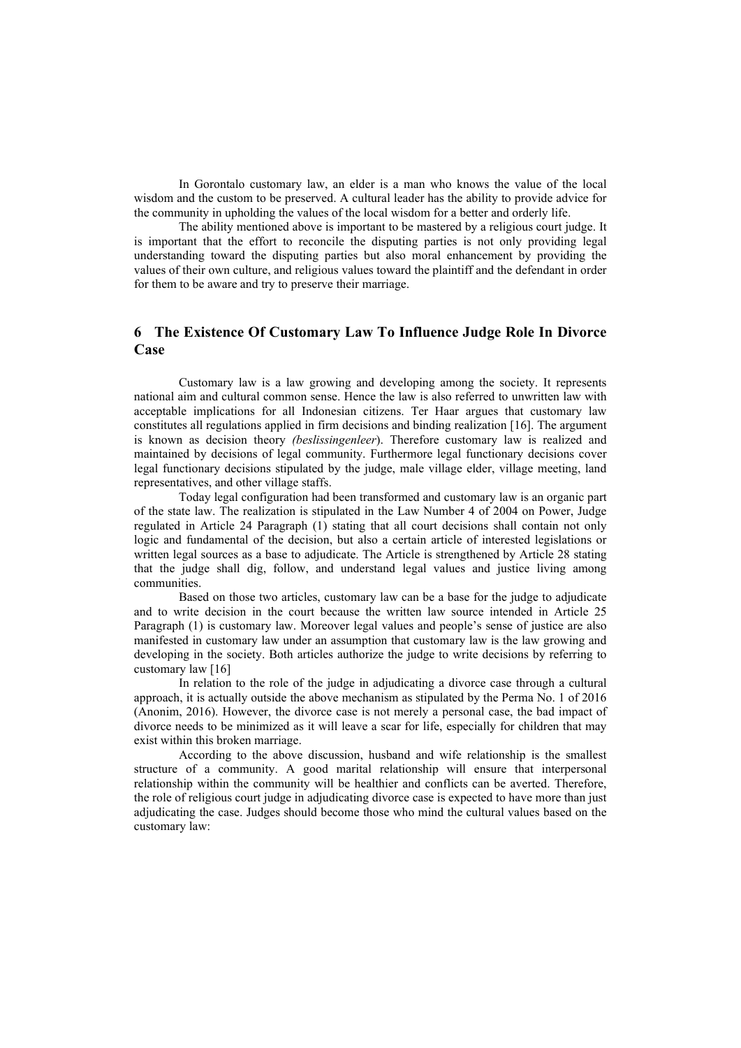In Gorontalo customary law, an elder is a man who knows the value of the local wisdom and the custom to be preserved. A cultural leader has the ability to provide advice for the community in upholding the values of the local wisdom for a better and orderly life.

The ability mentioned above is important to be mastered by a religious court judge. It is important that the effort to reconcile the disputing parties is not only providing legal understanding toward the disputing parties but also moral enhancement by providing the values of their own culture, and religious values toward the plaintiff and the defendant in order for them to be aware and try to preserve their marriage.

## 6 The Existence Of Customary Law To Influence Judge Role In Divorce Case

Customary law is a law growing and developing among the society. It represents national aim and cultural common sense. Hence the law is also referred to unwritten law with acceptable implications for all Indonesian citizens. Ter Haar argues that customary law constitutes all regulations applied in firm decisions and binding realization [16]. The argument is known as decision theory *(beslissingenleer*). Therefore customary law is realized and maintained by decisions of legal community. Furthermore legal functionary decisions cover legal functionary decisions stipulated by the judge, male village elder, village meeting, land representatives, and other village staffs.

Today legal configuration had been transformed and customary law is an organic part of the state law. The realization is stipulated in the Law Number 4 of 2004 on Power, Judge regulated in Article 24 Paragraph (1) stating that all court decisions shall contain not only logic and fundamental of the decision, but also a certain article of interested legislations or written legal sources as a base to adjudicate. The Article is strengthened by Article 28 stating that the judge shall dig, follow, and understand legal values and justice living among communities.

Based on those two articles, customary law can be a base for the judge to adjudicate and to write decision in the court because the written law source intended in Article 25 Paragraph (1) is customary law. Moreover legal values and people's sense of justice are also manifested in customary law under an assumption that customary law is the law growing and developing in the society. Both articles authorize the judge to write decisions by referring to customary law [16]

In relation to the role of the judge in adjudicating a divorce case through a cultural approach, it is actually outside the above mechanism as stipulated by the Perma No. 1 of 2016 (Anonim, 2016). However, the divorce case is not merely a personal case, the bad impact of divorce needs to be minimized as it will leave a scar for life, especially for children that may exist within this broken marriage.

According to the above discussion, husband and wife relationship is the smallest structure of a community. A good marital relationship will ensure that interpersonal relationship within the community will be healthier and conflicts can be averted. Therefore, the role of religious court judge in adjudicating divorce case is expected to have more than just adjudicating the case. Judges should become those who mind the cultural values based on the customary law: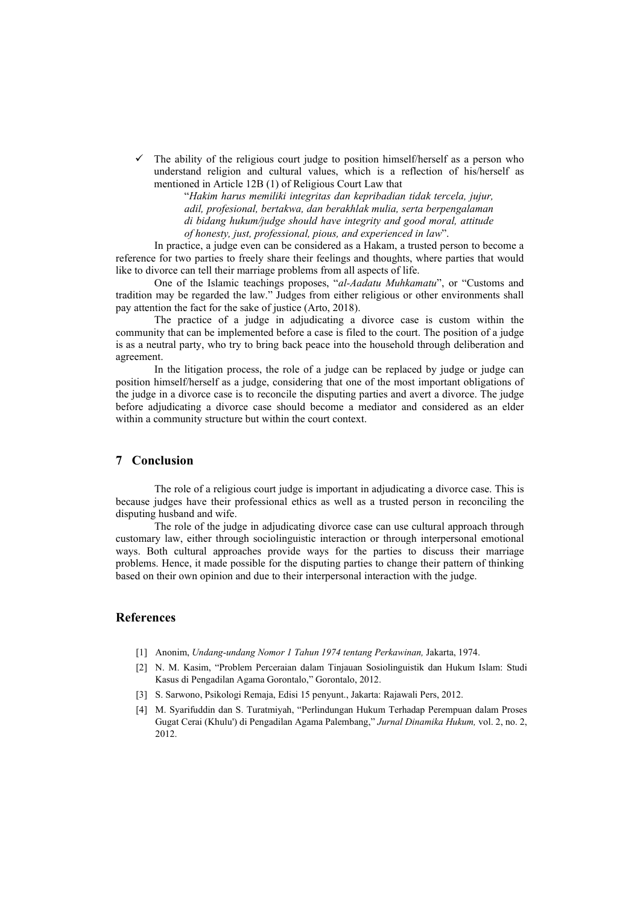- ✓ The ability of the religious court judge to position himself/herself as a person who understand religion and cultural values, which is a reflection of his/herself as mentioned in Article 12B (1) of Religious Court Law that

  "*Hakim harus memiliki integritas dan kepribadian tidak tercela, jujur, adil, profesional, bertakwa, dan berakhlak mulia, serta berpengalaman di bidang hukum/judge should have integrity and good moral, attitude of honesty, just, professional, pious, and experienced in law*".

In practice, a judge even can be considered as a Hakam, a trusted person to become a reference for two parties to freely share their feelings and thoughts, where parties that would like to divorce can tell their marriage problems from all aspects of life.

One of the Islamic teachings proposes, "*al-Aadatu Muhkamatu*", or "Customs and tradition may be regarded the law." Judges from either religious or other environments shall pay attention the fact for the sake of justice (Arto, 2018).

The practice of a judge in adjudicating a divorce case is custom within the community that can be implemented before a case is filed to the court. The position of a judge is as a neutral party, who try to bring back peace into the household through deliberation and agreement.

In the litigation process, the role of a judge can be replaced by judge or judge can position himself/herself as a judge, considering that one of the most important obligations of the judge in a divorce case is to reconcile the disputing parties and avert a divorce. The judge before adjudicating a divorce case should become a mediator and considered as an elder within a community structure but within the court context.

## 7 Conclusion

The role of a religious court judge is important in adjudicating a divorce case. This is because judges have their professional ethics as well as a trusted person in reconciling the disputing husband and wife.

The role of the judge in adjudicating divorce case can use cultural approach through customary law, either through sociolinguistic interaction or through interpersonal emotional ways. Both cultural approaches provide ways for the parties to discuss their marriage problems. Hence, it made possible for the disputing parties to change their pattern of thinking based on their own opinion and due to their interpersonal interaction with the judge.

## References

[1] Anonim, *Undang-undang Nomor 1 Tahun 1974 tentang Perkawinan,* Jakarta, 1974.

[2] N. M. Kasim, "Problem Perceraian dalam Tinjauan Sosiolinguistik dan Hukum Islam: Studi Kasus di Pengadilan Agama Gorontalo," Gorontalo, 2012.

[3] S. Sarwono, Psikologi Remaja, Edisi 15 penyunt., Jakarta: Rajawali Pers, 2012.

[4] M. Syarifuddin dan S. Turatmiyah, "Perlindungan Hukum Terhadap Perempuan dalam Proses Gugat Cerai (Khulu') di Pengadilan Agama Palembang," *Jurnal Dinamika Hukum,* vol. 2, no. 2, 2012.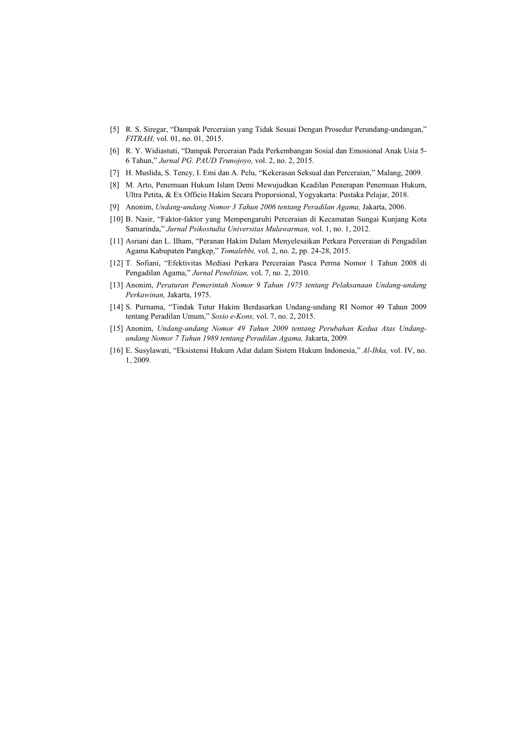[5] R. S. Siregar, "Dampak Perceraian yang Tidak Sesuai Dengan Prosedur Perundang-undangan," *FITRAH,* vol. 01, no. 01, 2015.

[6] R. Y. Widiastuti, "Dampak Perceraian Pada Perkembangan Sosial dan Emosional Anak Usia 5-6 Tahun," *Jurnal PG. PAUD Trunojoyo,* vol. 2, no. 2, 2015.

[7] H. Muslida, S. Tency, I. Emi dan A. Pelu, "Kekerasan Seksual dan Perceraian," Malang, 2009.

[8] M. Arto, Penemuan Hukum Islam Demi Mewujudkan Keadilan Penerapan Penemuan Hukum, Ultra Petita, & Ex Officio Hakim Secara Proporsional, Yogyakarta: Pustaka Pelajar, 2018.

[9] Anonim, *Undang-undang Nomor 3 Tahun 2006 tentang Peradilan Agama,* Jakarta, 2006.

[10] B. Nasir, "Faktor-faktor yang Mempengaruhi Perceraian di Kecamatan Sungai Kunjang Kota Samarinda," *Jurnal Psikostudia Universitas Mulawarman,* vol. 1, no. 1, 2012.

[11] Asriani dan L. Ilham, "Peranan Hakim Dalam Menyelesaikan Perkara Perceraian di Pengadilan Agama Kabupaten Pangkep," *Tomalebbi,* vol. 2, no. 2, pp. 24-28, 2015.

[12] T. Sofiani, "Efektivitas Mediasi Perkara Perceraian Pasca Perma Nomor 1 Tahun 2008 di Pengadilan Agama," *Jurnal Penelitian,* vol. 7, no. 2, 2010.

[13] Anonim, *Peraturan Pemerintah Nomor 9 Tahun 1975 tentang Pelaksanaan Undang-undang Perkawinan,* Jakarta, 1975.

[14] S. Purnama, "Tindak Tutur Hakim Berdasarkan Undang-undang RI Nomor 49 Tahun 2009 tentang Peradilan Umum," *Sosio e-Kons,* vol. 7, no. 2, 2015.

[15] Anonim, *Undang-undang Nomor 49 Tahun 2009 tentang Perubahan Kedua Atas Undang-undang Nomor 7 Tahun 1989 tentang Peradilan Agama,* Jakarta, 2009.

[16] E. Susylawati, "Eksistensi Hukum Adat dalam Sistem Hukum Indonesia," *Al-Ihka,* vol. IV, no. 1, 2009.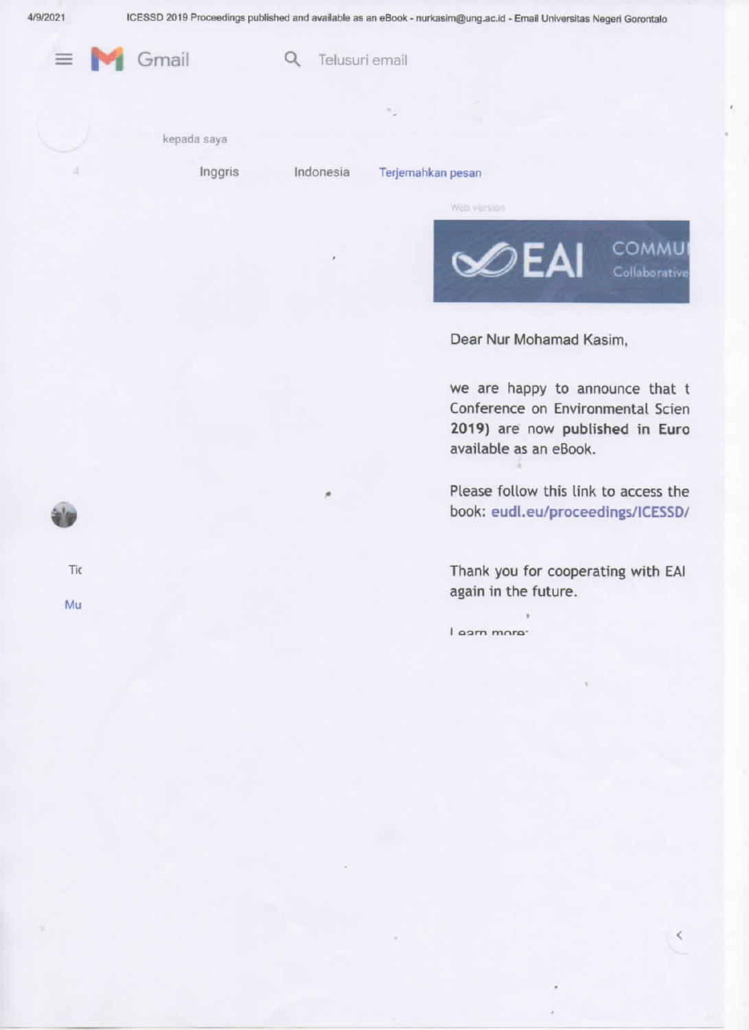Gmail

Telusuri email

kepada saya

Inggris Indonesia Terjemahkan pesan

Web version

EAI COMMU Collaborative

Dear Nur Mohamad Kasim,

we are happy to announce that t Conference on Environmental Scien **2019)** are now **published in Euro** available as an eBook.

Please follow this link to access the book: eudl.eu/proceedings/ICESSD/

Thank you for cooperating with EAI again in the future.

Learn more:

Tic

Mu